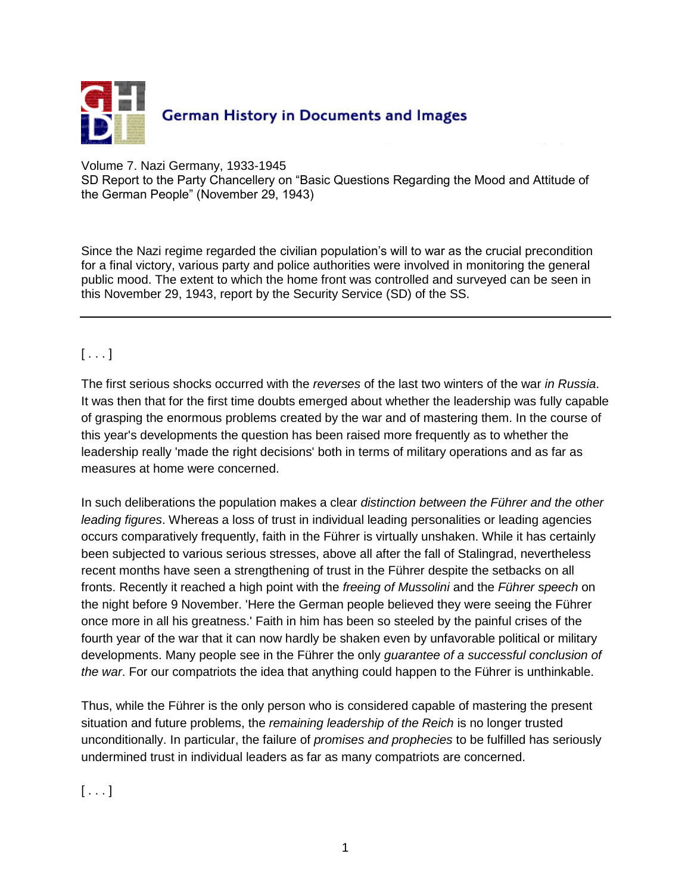German History in Documents and Images

Volume 7. Nazi Germany, 1933-1945
SD Report to the Party Chancellery on "Basic Questions Regarding the Mood and Attitude of the German People" (November 29, 1943)

Since the Nazi regime regarded the civilian population's will to war as the crucial precondition for a final victory, various party and police authorities were involved in monitoring the general public mood. The extent to which the home front was controlled and surveyed can be seen in this November 29, 1943, report by the Security Service (SD) of the SS.

---

[ . . . ]

The first serious shocks occurred with the *reverses* of the last two winters of the war *in Russia*. It was then that for the first time doubts emerged about whether the leadership was fully capable of grasping the enormous problems created by the war and of mastering them. In the course of this year's developments the question has been raised more frequently as to whether the leadership really 'made the right decisions' both in terms of military operations and as far as measures at home were concerned.

In such deliberations the population makes a clear *distinction between the Führer and the other leading figures*. Whereas a loss of trust in individual leading personalities or leading agencies occurs comparatively frequently, faith in the Führer is virtually unshaken. While it has certainly been subjected to various serious stresses, above all after the fall of Stalingrad, nevertheless recent months have seen a strengthening of trust in the Führer despite the setbacks on all fronts. Recently it reached a high point with the *freeing of Mussolini* and the *Führer speech* on the night before 9 November. 'Here the German people believed they were seeing the Führer once more in all his greatness.' Faith in him has been so steeled by the painful crises of the fourth year of the war that it can now hardly be shaken even by unfavorable political or military developments. Many people see in the Führer the only *guarantee of a successful conclusion of the war*. For our compatriots the idea that anything could happen to the Führer is unthinkable.

Thus, while the Führer is the only person who is considered capable of mastering the present situation and future problems, the *remaining leadership of the Reich* is no longer trusted unconditionally. In particular, the failure of *promises and prophecies* to be fulfilled has seriously undermined trust in individual leaders as far as many compatriots are concerned.

[ . . . ]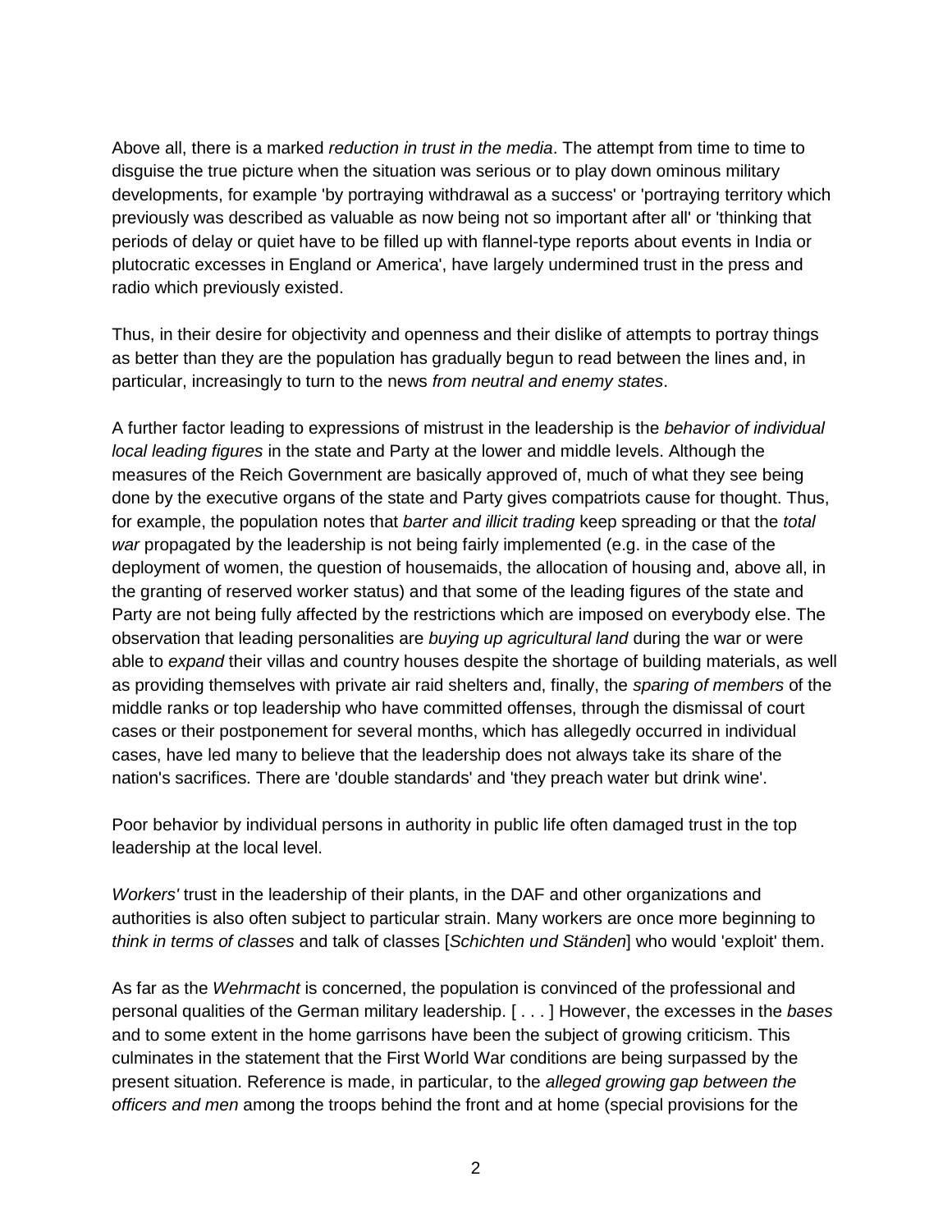Above all, there is a marked *reduction in trust in the media*. The attempt from time to time to disguise the true picture when the situation was serious or to play down ominous military developments, for example 'by portraying withdrawal as a success' or 'portraying territory which previously was described as valuable as now being not so important after all' or 'thinking that periods of delay or quiet have to be filled up with flannel-type reports about events in India or plutocratic excesses in England or America', have largely undermined trust in the press and radio which previously existed.

Thus, in their desire for objectivity and openness and their dislike of attempts to portray things as better than they are the population has gradually begun to read between the lines and, in particular, increasingly to turn to the news *from neutral and enemy states*.

A further factor leading to expressions of mistrust in the leadership is the *behavior of individual local leading figures* in the state and Party at the lower and middle levels. Although the measures of the Reich Government are basically approved of, much of what they see being done by the executive organs of the state and Party gives compatriots cause for thought. Thus, for example, the population notes that *barter and illicit trading* keep spreading or that the *total war* propagated by the leadership is not being fairly implemented (e.g. in the case of the deployment of women, the question of housemaids, the allocation of housing and, above all, in the granting of reserved worker status) and that some of the leading figures of the state and Party are not being fully affected by the restrictions which are imposed on everybody else. The observation that leading personalities are *buying up agricultural land* during the war or were able to *expand* their villas and country houses despite the shortage of building materials, as well as providing themselves with private air raid shelters and, finally, the *sparing of members* of the middle ranks or top leadership who have committed offenses, through the dismissal of court cases or their postponement for several months, which has allegedly occurred in individual cases, have led many to believe that the leadership does not always take its share of the nation's sacrifices. There are 'double standards' and 'they preach water but drink wine'.

Poor behavior by individual persons in authority in public life often damaged trust in the top leadership at the local level.

*Workers'* trust in the leadership of their plants, in the DAF and other organizations and authorities is also often subject to particular strain. Many workers are once more beginning to *think in terms of classes* and talk of classes [*Schichten und Ständen*] who would 'exploit' them.

As far as the *Wehrmacht* is concerned, the population is convinced of the professional and personal qualities of the German military leadership. [ . . . ] However, the excesses in the *bases* and to some extent in the home garrisons have been the subject of growing criticism. This culminates in the statement that the First World War conditions are being surpassed by the present situation. Reference is made, in particular, to the *alleged growing gap between the officers and men* among the troops behind the front and at home (special provisions for the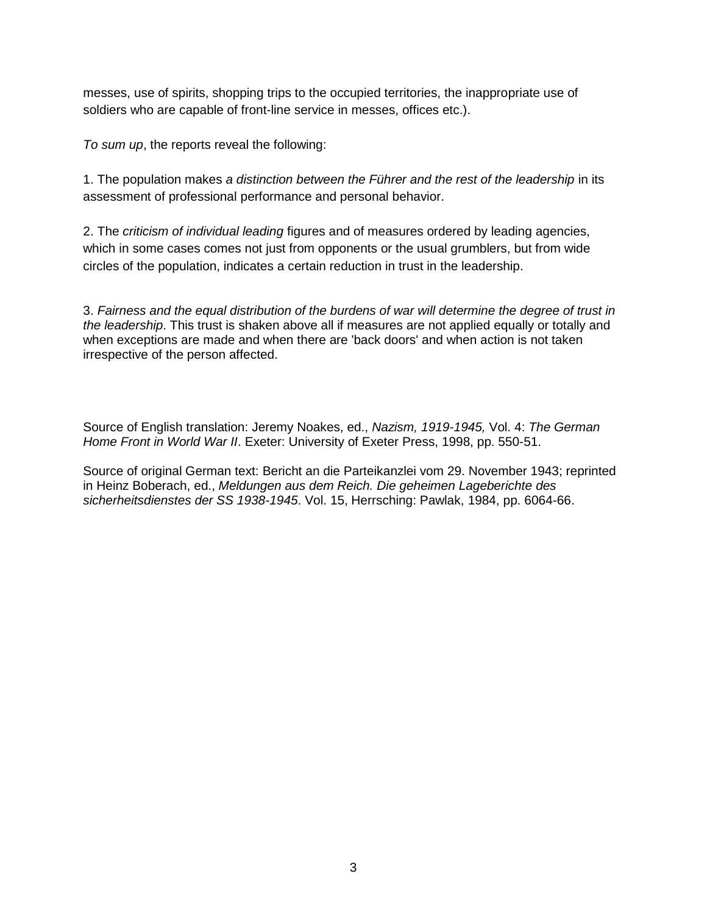messes, use of spirits, shopping trips to the occupied territories, the inappropriate use of soldiers who are capable of front-line service in messes, offices etc.).

*To sum up*, the reports reveal the following:

1. The population makes *a distinction between the Führer and the rest of the leadership* in its assessment of professional performance and personal behavior.

2. The *criticism of individual leading* figures and of measures ordered by leading agencies, which in some cases comes not just from opponents or the usual grumblers, but from wide circles of the population, indicates a certain reduction in trust in the leadership.

3. *Fairness and the equal distribution of the burdens of war will determine the degree of trust in the leadership*. This trust is shaken above all if measures are not applied equally or totally and when exceptions are made and when there are 'back doors' and when action is not taken irrespective of the person affected.

Source of English translation: Jeremy Noakes, ed., *Nazism, 1919-1945,* Vol. 4: *The German Home Front in World War II*. Exeter: University of Exeter Press, 1998, pp. 550-51.

Source of original German text: Bericht an die Parteikanzlei vom 29. November 1943; reprinted in Heinz Boberach, ed., *Meldungen aus dem Reich. Die geheimen Lageberichte des sicherheitsdienstes der SS 1938-1945*. Vol. 15, Herrsching: Pawlak, 1984, pp. 6064-66.